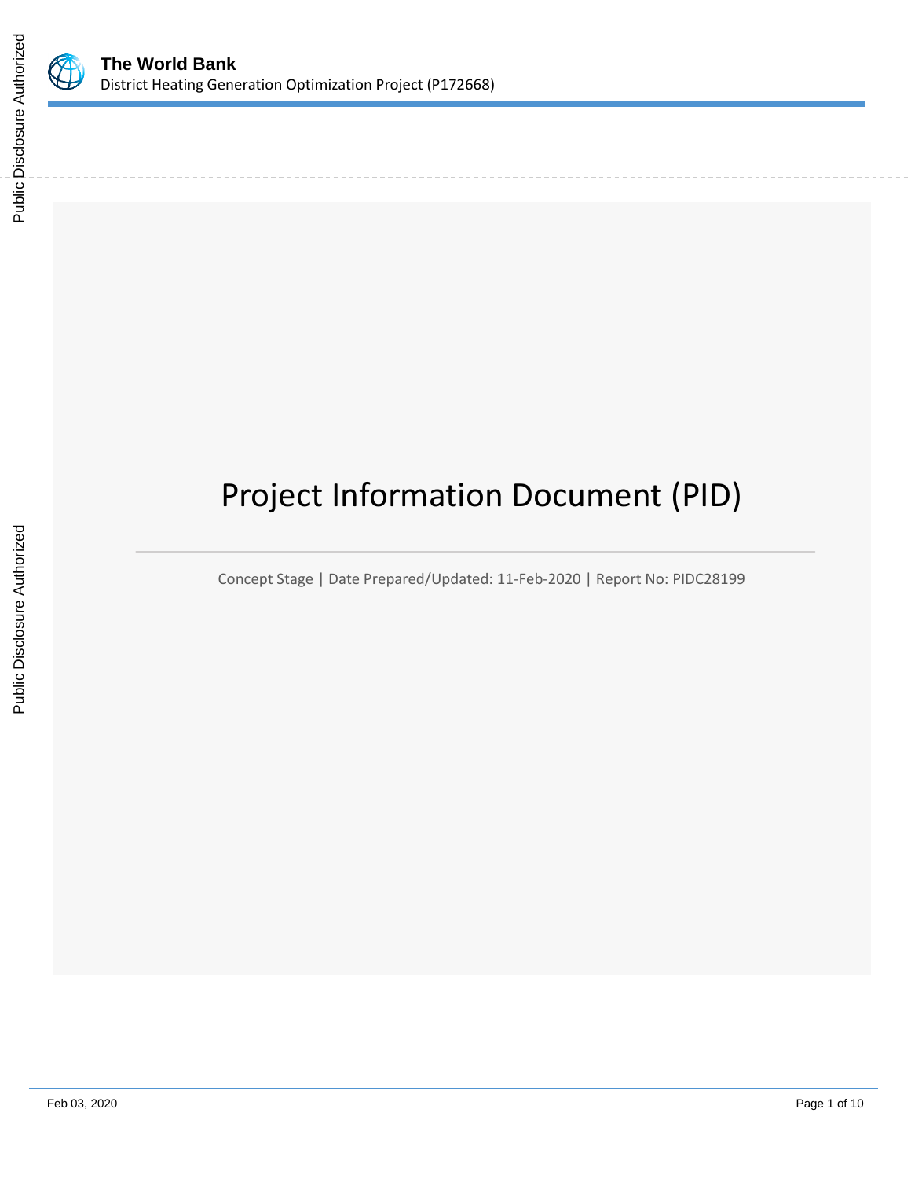# Project Information Document (PID)

Concept Stage | Date Prepared/Updated: 11-Feb-2020 | Report No: PIDC28199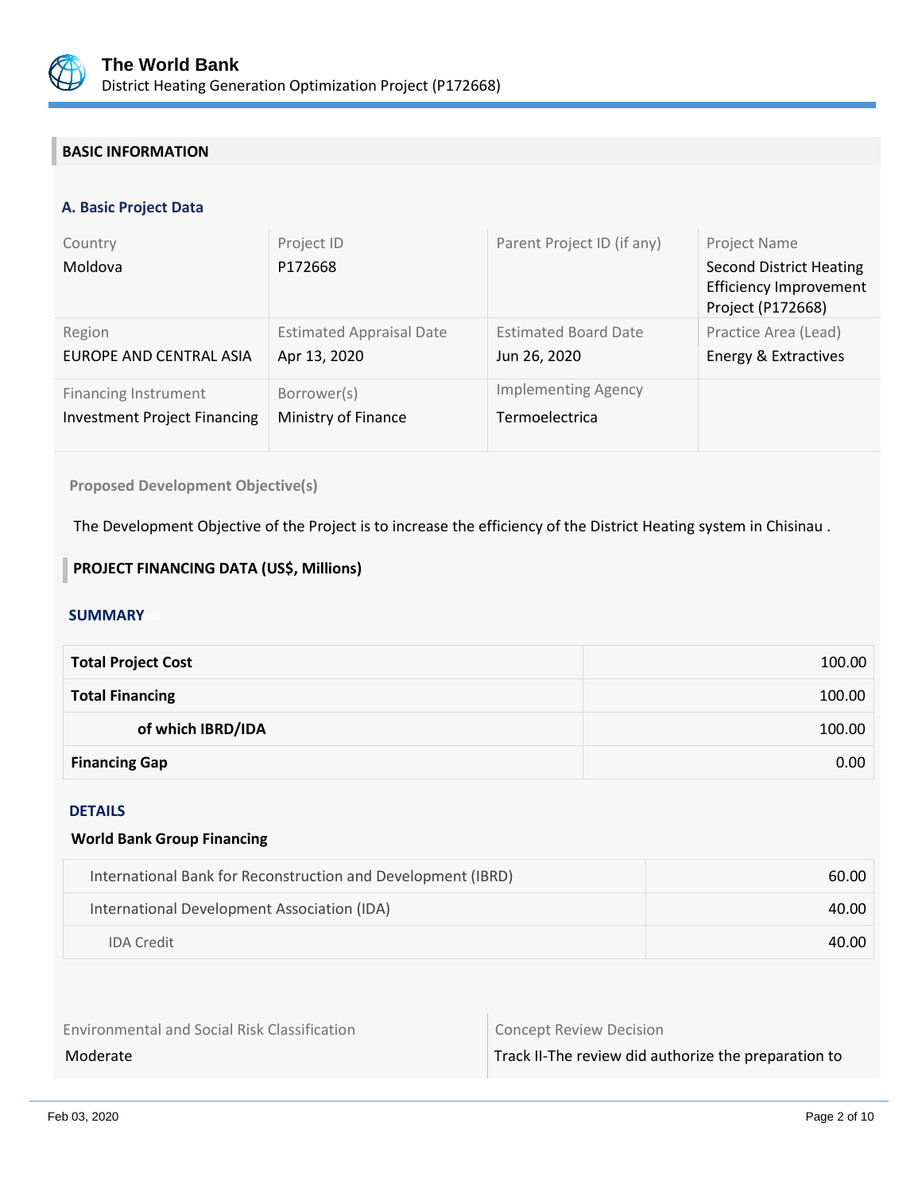## BASIC INFORMATION

### A. Basic Project Data

| Country | Project ID | Parent Project ID (if any) | Project Name |
|---|---|---|---|
| Moldova | P172668 | | Second District Heating Efficiency Improvement Project (P172668) |
| **Region** | **Estimated Appraisal Date** | **Estimated Board Date** | **Practice Area (Lead)** |
| EUROPE AND CENTRAL ASIA | Apr 13, 2020 | Jun 26, 2020 | Energy & Extractives |
| **Financing Instrument** | **Borrower(s)** | **Implementing Agency** | |
| Investment Project Financing | Ministry of Finance | Termoelectrica | |

**Proposed Development Objective(s)**

The Development Objective of the Project is to increase the efficiency of the District Heating system in Chisinau .

## PROJECT FINANCING DATA (US$, Millions)

### SUMMARY

| | |
|---|---|
| **Total Project Cost** | 100.00 |
| **Total Financing** | 100.00 |
| **of which IBRD/IDA** | 100.00 |
| **Financing Gap** | 0.00 |

### DETAILS

**World Bank Group Financing**

| | |
|---|---|
| International Bank for Reconstruction and Development (IBRD) | 60.00 |
| International Development Association (IDA) | 40.00 |
| IDA Credit | 40.00 |

| Environmental and Social Risk Classification | Concept Review Decision |
|---|---|
| Moderate | Track II-The review did authorize the preparation to |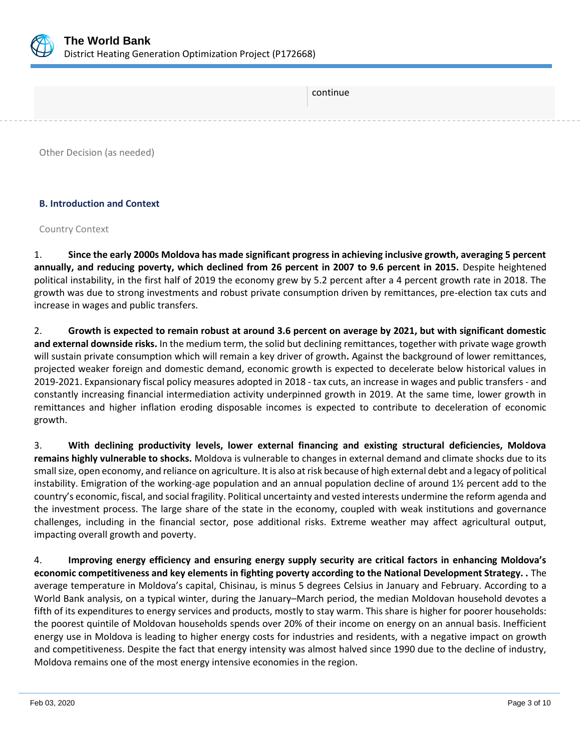| | |
|---|---|
| | continue |

Other Decision (as needed)

## B. Introduction and Context

Country Context

1. **Since the early 2000s Moldova has made significant progress in achieving inclusive growth, averaging 5 percent annually, and reducing poverty, which declined from 26 percent in 2007 to 9.6 percent in 2015.** Despite heightened political instability, in the first half of 2019 the economy grew by 5.2 percent after a 4 percent growth rate in 2018. The growth was due to strong investments and robust private consumption driven by remittances, pre-election tax cuts and increase in wages and public transfers.

2. **Growth is expected to remain robust at around 3.6 percent on average by 2021, but with significant domestic and external downside risks.** In the medium term, the solid but declining remittances, together with private wage growth will sustain private consumption which will remain a key driver of growth**.** Against the background of lower remittances, projected weaker foreign and domestic demand, economic growth is expected to decelerate below historical values in 2019-2021. Expansionary fiscal policy measures adopted in 2018 - tax cuts, an increase in wages and public transfers - and constantly increasing financial intermediation activity underpinned growth in 2019. At the same time, lower growth in remittances and higher inflation eroding disposable incomes is expected to contribute to deceleration of economic growth.

3. **With declining productivity levels, lower external financing and existing structural deficiencies, Moldova remains highly vulnerable to shocks.** Moldova is vulnerable to changes in external demand and climate shocks due to its small size, open economy, and reliance on agriculture. It is also at risk because of high external debt and a legacy of political instability. Emigration of the working-age population and an annual population decline of around 1½ percent add to the country's economic, fiscal, and social fragility. Political uncertainty and vested interests undermine the reform agenda and the investment process. The large share of the state in the economy, coupled with weak institutions and governance challenges, including in the financial sector, pose additional risks. Extreme weather may affect agricultural output, impacting overall growth and poverty.

4. **Improving energy efficiency and ensuring energy supply security are critical factors in enhancing Moldova's economic competitiveness and key elements in fighting poverty according to the National Development Strategy. .** The average temperature in Moldova's capital, Chisinau, is minus 5 degrees Celsius in January and February. According to a World Bank analysis, on a typical winter, during the January–March period, the median Moldovan household devotes a fifth of its expenditures to energy services and products, mostly to stay warm. This share is higher for poorer households: the poorest quintile of Moldovan households spends over 20% of their income on energy on an annual basis. Inefficient energy use in Moldova is leading to higher energy costs for industries and residents, with a negative impact on growth and competitiveness. Despite the fact that energy intensity was almost halved since 1990 due to the decline of industry, Moldova remains one of the most energy intensive economies in the region.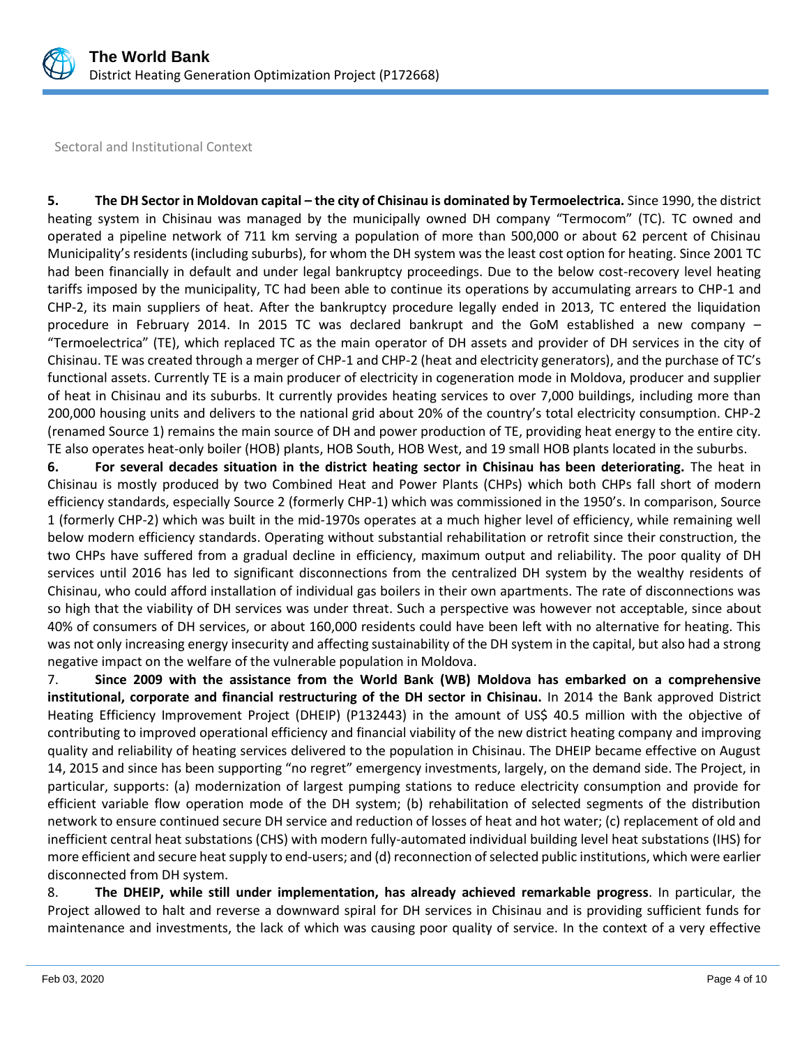Sectoral and Institutional Context

**5. The DH Sector in Moldovan capital – the city of Chisinau is dominated by Termoelectrica.** Since 1990, the district heating system in Chisinau was managed by the municipally owned DH company "Termocom" (TC). TC owned and operated a pipeline network of 711 km serving a population of more than 500,000 or about 62 percent of Chisinau Municipality's residents (including suburbs), for whom the DH system was the least cost option for heating. Since 2001 TC had been financially in default and under legal bankruptcy proceedings. Due to the below cost-recovery level heating tariffs imposed by the municipality, TC had been able to continue its operations by accumulating arrears to CHP-1 and CHP-2, its main suppliers of heat. After the bankruptcy procedure legally ended in 2013, TC entered the liquidation procedure in February 2014. In 2015 TC was declared bankrupt and the GoM established a new company – "Termoelectrica" (TE), which replaced TC as the main operator of DH assets and provider of DH services in the city of Chisinau. TE was created through a merger of CHP-1 and CHP-2 (heat and electricity generators), and the purchase of TC's functional assets. Currently TE is a main producer of electricity in cogeneration mode in Moldova, producer and supplier of heat in Chisinau and its suburbs. It currently provides heating services to over 7,000 buildings, including more than 200,000 housing units and delivers to the national grid about 20% of the country's total electricity consumption. CHP-2 (renamed Source 1) remains the main source of DH and power production of TE, providing heat energy to the entire city. TE also operates heat-only boiler (HOB) plants, HOB South, HOB West, and 19 small HOB plants located in the suburbs.

**6. For several decades situation in the district heating sector in Chisinau has been deteriorating.** The heat in Chisinau is mostly produced by two Combined Heat and Power Plants (CHPs) which both CHPs fall short of modern efficiency standards, especially Source 2 (formerly CHP-1) which was commissioned in the 1950's. In comparison, Source 1 (formerly CHP-2) which was built in the mid-1970s operates at a much higher level of efficiency, while remaining well below modern efficiency standards. Operating without substantial rehabilitation or retrofit since their construction, the two CHPs have suffered from a gradual decline in efficiency, maximum output and reliability. The poor quality of DH services until 2016 has led to significant disconnections from the centralized DH system by the wealthy residents of Chisinau, who could afford installation of individual gas boilers in their own apartments. The rate of disconnections was so high that the viability of DH services was under threat. Such a perspective was however not acceptable, since about 40% of consumers of DH services, or about 160,000 residents could have been left with no alternative for heating. This was not only increasing energy insecurity and affecting sustainability of the DH system in the capital, but also had a strong negative impact on the welfare of the vulnerable population in Moldova.

7. **Since 2009 with the assistance from the World Bank (WB) Moldova has embarked on a comprehensive institutional, corporate and financial restructuring of the DH sector in Chisinau.** In 2014 the Bank approved District Heating Efficiency Improvement Project (DHEIP) (P132443) in the amount of US$ 40.5 million with the objective of contributing to improved operational efficiency and financial viability of the new district heating company and improving quality and reliability of heating services delivered to the population in Chisinau. The DHEIP became effective on August 14, 2015 and since has been supporting "no regret" emergency investments, largely, on the demand side. The Project, in particular, supports: (a) modernization of largest pumping stations to reduce electricity consumption and provide for efficient variable flow operation mode of the DH system; (b) rehabilitation of selected segments of the distribution network to ensure continued secure DH service and reduction of losses of heat and hot water; (c) replacement of old and inefficient central heat substations (CHS) with modern fully-automated individual building level heat substations (IHS) for more efficient and secure heat supply to end-users; and (d) reconnection of selected public institutions, which were earlier disconnected from DH system.

8. **The DHEIP, while still under implementation, has already achieved remarkable progress**. In particular, the Project allowed to halt and reverse a downward spiral for DH services in Chisinau and is providing sufficient funds for maintenance and investments, the lack of which was causing poor quality of service. In the context of a very effective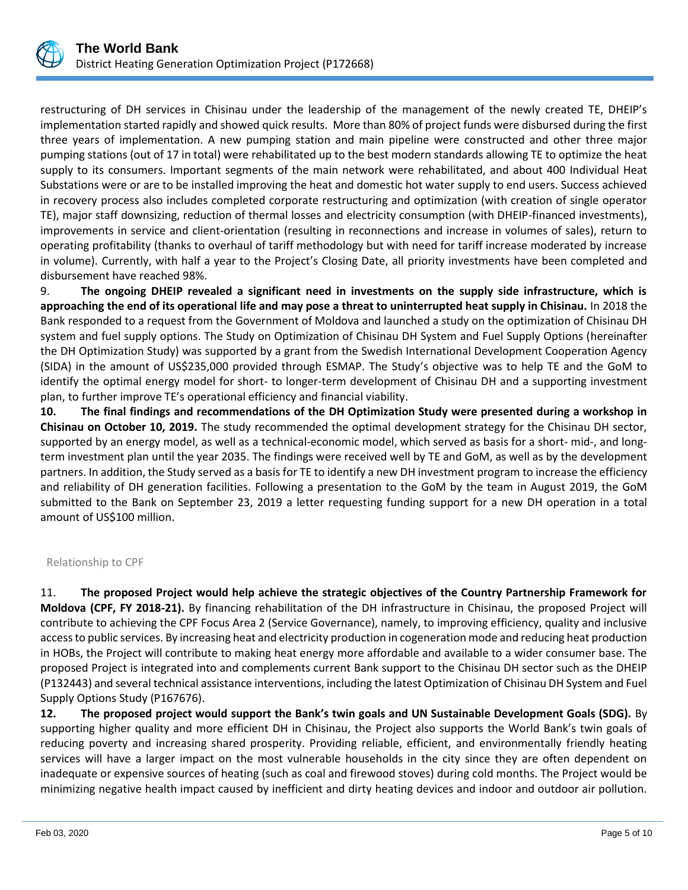restructuring of DH services in Chisinau under the leadership of the management of the newly created TE, DHEIP's implementation started rapidly and showed quick results. More than 80% of project funds were disbursed during the first three years of implementation. A new pumping station and main pipeline were constructed and other three major pumping stations (out of 17 in total) were rehabilitated up to the best modern standards allowing TE to optimize the heat supply to its consumers. Important segments of the main network were rehabilitated, and about 400 Individual Heat Substations were or are to be installed improving the heat and domestic hot water supply to end users. Success achieved in recovery process also includes completed corporate restructuring and optimization (with creation of single operator TE), major staff downsizing, reduction of thermal losses and electricity consumption (with DHEIP-financed investments), improvements in service and client-orientation (resulting in reconnections and increase in volumes of sales), return to operating profitability (thanks to overhaul of tariff methodology but with need for tariff increase moderated by increase in volume). Currently, with half a year to the Project's Closing Date, all priority investments have been completed and disbursement have reached 98%.

9. **The ongoing DHEIP revealed a significant need in investments on the supply side infrastructure, which is approaching the end of its operational life and may pose a threat to uninterrupted heat supply in Chisinau.** In 2018 the Bank responded to a request from the Government of Moldova and launched a study on the optimization of Chisinau DH system and fuel supply options. The Study on Optimization of Chisinau DH System and Fuel Supply Options (hereinafter the DH Optimization Study) was supported by a grant from the Swedish International Development Cooperation Agency (SIDA) in the amount of US$235,000 provided through ESMAP. The Study's objective was to help TE and the GoM to identify the optimal energy model for short- to longer-term development of Chisinau DH and a supporting investment plan, to further improve TE's operational efficiency and financial viability.

**10. The final findings and recommendations of the DH Optimization Study were presented during a workshop in Chisinau on October 10, 2019.** The study recommended the optimal development strategy for the Chisinau DH sector, supported by an energy model, as well as a technical-economic model, which served as basis for a short- mid-, and long-term investment plan until the year 2035. The findings were received well by TE and GoM, as well as by the development partners. In addition, the Study served as a basis for TE to identify a new DH investment program to increase the efficiency and reliability of DH generation facilities. Following a presentation to the GoM by the team in August 2019, the GoM submitted to the Bank on September 23, 2019 a letter requesting funding support for a new DH operation in a total amount of US$100 million.

## Relationship to CPF

11. **The proposed Project would help achieve the strategic objectives of the Country Partnership Framework for Moldova (CPF, FY 2018-21).** By financing rehabilitation of the DH infrastructure in Chisinau, the proposed Project will contribute to achieving the CPF Focus Area 2 (Service Governance), namely, to improving efficiency, quality and inclusive access to public services. By increasing heat and electricity production in cogeneration mode and reducing heat production in HOBs, the Project will contribute to making heat energy more affordable and available to a wider consumer base. The proposed Project is integrated into and complements current Bank support to the Chisinau DH sector such as the DHEIP (P132443) and several technical assistance interventions, including the latest Optimization of Chisinau DH System and Fuel Supply Options Study (P167676).

**12. The proposed project would support the Bank's twin goals and UN Sustainable Development Goals (SDG).** By supporting higher quality and more efficient DH in Chisinau, the Project also supports the World Bank's twin goals of reducing poverty and increasing shared prosperity. Providing reliable, efficient, and environmentally friendly heating services will have a larger impact on the most vulnerable households in the city since they are often dependent on inadequate or expensive sources of heating (such as coal and firewood stoves) during cold months. The Project would be minimizing negative health impact caused by inefficient and dirty heating devices and indoor and outdoor air pollution.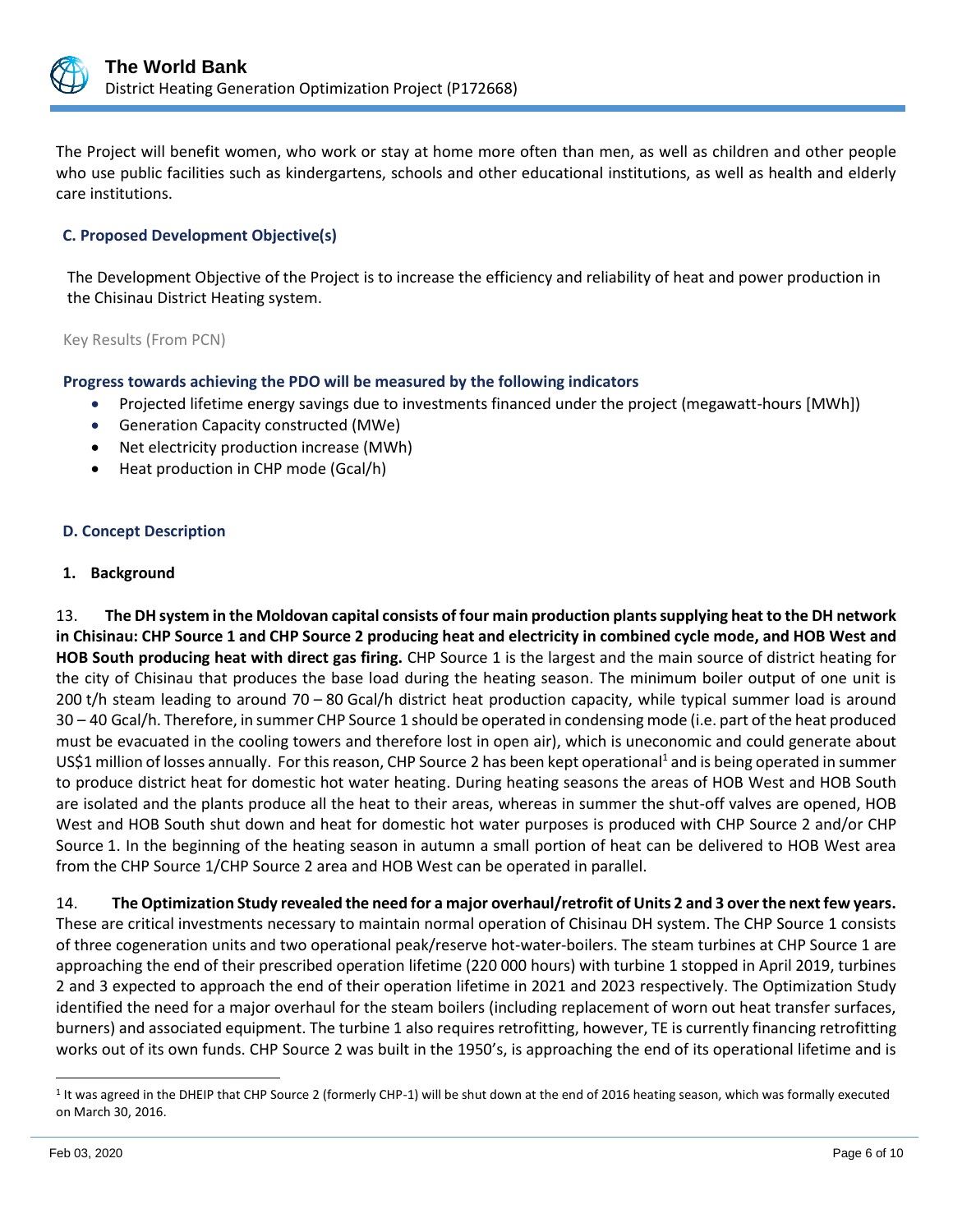The Project will benefit women, who work or stay at home more often than men, as well as children and other people who use public facilities such as kindergartens, schools and other educational institutions, as well as health and elderly care institutions.

### C. Proposed Development Objective(s)

The Development Objective of the Project is to increase the efficiency and reliability of heat and power production in the Chisinau District Heating system.

Key Results (From PCN)

**Progress towards achieving the PDO will be measured by the following indicators**

- Projected lifetime energy savings due to investments financed under the project (megawatt-hours [MWh])
- Generation Capacity constructed (MWe)
- Net electricity production increase (MWh)
- Heat production in CHP mode (Gcal/h)

### D. Concept Description

#### 1. Background

13. **The DH system in the Moldovan capital consists of four main production plants supplying heat to the DH network in Chisinau: CHP Source 1 and CHP Source 2 producing heat and electricity in combined cycle mode, and HOB West and HOB South producing heat with direct gas firing.** CHP Source 1 is the largest and the main source of district heating for the city of Chisinau that produces the base load during the heating season. The minimum boiler output of one unit is 200 t/h steam leading to around 70 – 80 Gcal/h district heat production capacity, while typical summer load is around 30 – 40 Gcal/h. Therefore, in summer CHP Source 1 should be operated in condensing mode (i.e. part of the heat produced must be evacuated in the cooling towers and therefore lost in open air), which is uneconomic and could generate about US$1 million of losses annually. For this reason, CHP Source 2 has been kept operational[1] and is being operated in summer to produce district heat for domestic hot water heating. During heating seasons the areas of HOB West and HOB South are isolated and the plants produce all the heat to their areas, whereas in summer the shut-off valves are opened, HOB West and HOB South shut down and heat for domestic hot water purposes is produced with CHP Source 2 and/or CHP Source 1. In the beginning of the heating season in autumn a small portion of heat can be delivered to HOB West area from the CHP Source 1/CHP Source 2 area and HOB West can be operated in parallel.

14. **The Optimization Study revealed the need for a major overhaul/retrofit of Units 2 and 3 over the next few years.** These are critical investments necessary to maintain normal operation of Chisinau DH system. The CHP Source 1 consists of three cogeneration units and two operational peak/reserve hot-water-boilers. The steam turbines at CHP Source 1 are approaching the end of their prescribed operation lifetime (220 000 hours) with turbine 1 stopped in April 2019, turbines 2 and 3 expected to approach the end of their operation lifetime in 2021 and 2023 respectively. The Optimization Study identified the need for a major overhaul for the steam boilers (including replacement of worn out heat transfer surfaces, burners) and associated equipment. The turbine 1 also requires retrofitting, however, TE is currently financing retrofitting works out of its own funds. CHP Source 2 was built in the 1950's, is approaching the end of its operational lifetime and is

[1] It was agreed in the DHEIP that CHP Source 2 (formerly CHP-1) will be shut down at the end of 2016 heating season, which was formally executed on March 30, 2016.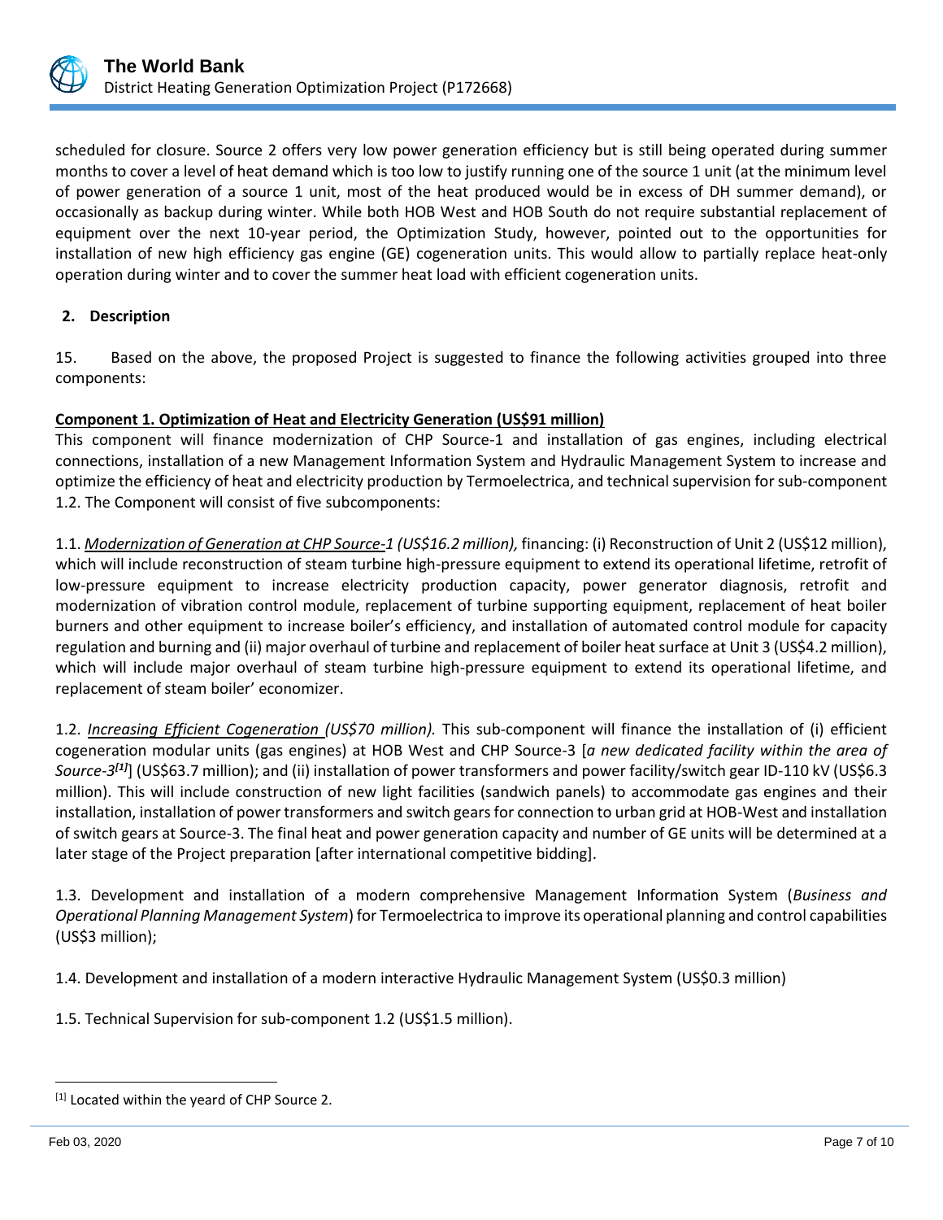scheduled for closure. Source 2 offers very low power generation efficiency but is still being operated during summer months to cover a level of heat demand which is too low to justify running one of the source 1 unit (at the minimum level of power generation of a source 1 unit, most of the heat produced would be in excess of DH summer demand), or occasionally as backup during winter. While both HOB West and HOB South do not require substantial replacement of equipment over the next 10-year period, the Optimization Study, however, pointed out to the opportunities for installation of new high efficiency gas engine (GE) cogeneration units. This would allow to partially replace heat-only operation during winter and to cover the summer heat load with efficient cogeneration units.

## 2. Description

15. Based on the above, the proposed Project is suggested to finance the following activities grouped into three components:

**Component 1. Optimization of Heat and Electricity Generation (US$91 million)**

This component will finance modernization of CHP Source-1 and installation of gas engines, including electrical connections, installation of a new Management Information System and Hydraulic Management System to increase and optimize the efficiency of heat and electricity production by Termoelectrica, and technical supervision for sub-component 1.2. The Component will consist of five subcomponents:

1.1. *Modernization of Generation at CHP Source-1 (US$16.2 million),* financing: (i) Reconstruction of Unit 2 (US$12 million), which will include reconstruction of steam turbine high-pressure equipment to extend its operational lifetime, retrofit of low-pressure equipment to increase electricity production capacity, power generator diagnosis, retrofit and modernization of vibration control module, replacement of turbine supporting equipment, replacement of heat boiler burners and other equipment to increase boiler's efficiency, and installation of automated control module for capacity regulation and burning and (ii) major overhaul of turbine and replacement of boiler heat surface at Unit 3 (US$4.2 million), which will include major overhaul of steam turbine high-pressure equipment to extend its operational lifetime, and replacement of steam boiler' economizer.

1.2. *Increasing Efficient Cogeneration (US$70 million).* This sub-component will finance the installation of (i) efficient cogeneration modular units (gas engines) at HOB West and CHP Source-3 [*a new dedicated facility within the area of Source-3*[1]] (US$63.7 million); and (ii) installation of power transformers and power facility/switch gear ID-110 kV (US$6.3 million). This will include construction of new light facilities (sandwich panels) to accommodate gas engines and their installation, installation of power transformers and switch gears for connection to urban grid at HOB-West and installation of switch gears at Source-3. The final heat and power generation capacity and number of GE units will be determined at a later stage of the Project preparation [after international competitive bidding].

1.3. Development and installation of a modern comprehensive Management Information System (*Business and Operational Planning Management System*) for Termoelectrica to improve its operational planning and control capabilities (US$3 million);

1.4. Development and installation of a modern interactive Hydraulic Management System (US$0.3 million)

1.5. Technical Supervision for sub-component 1.2 (US$1.5 million).

[1] Located within the yeard of CHP Source 2.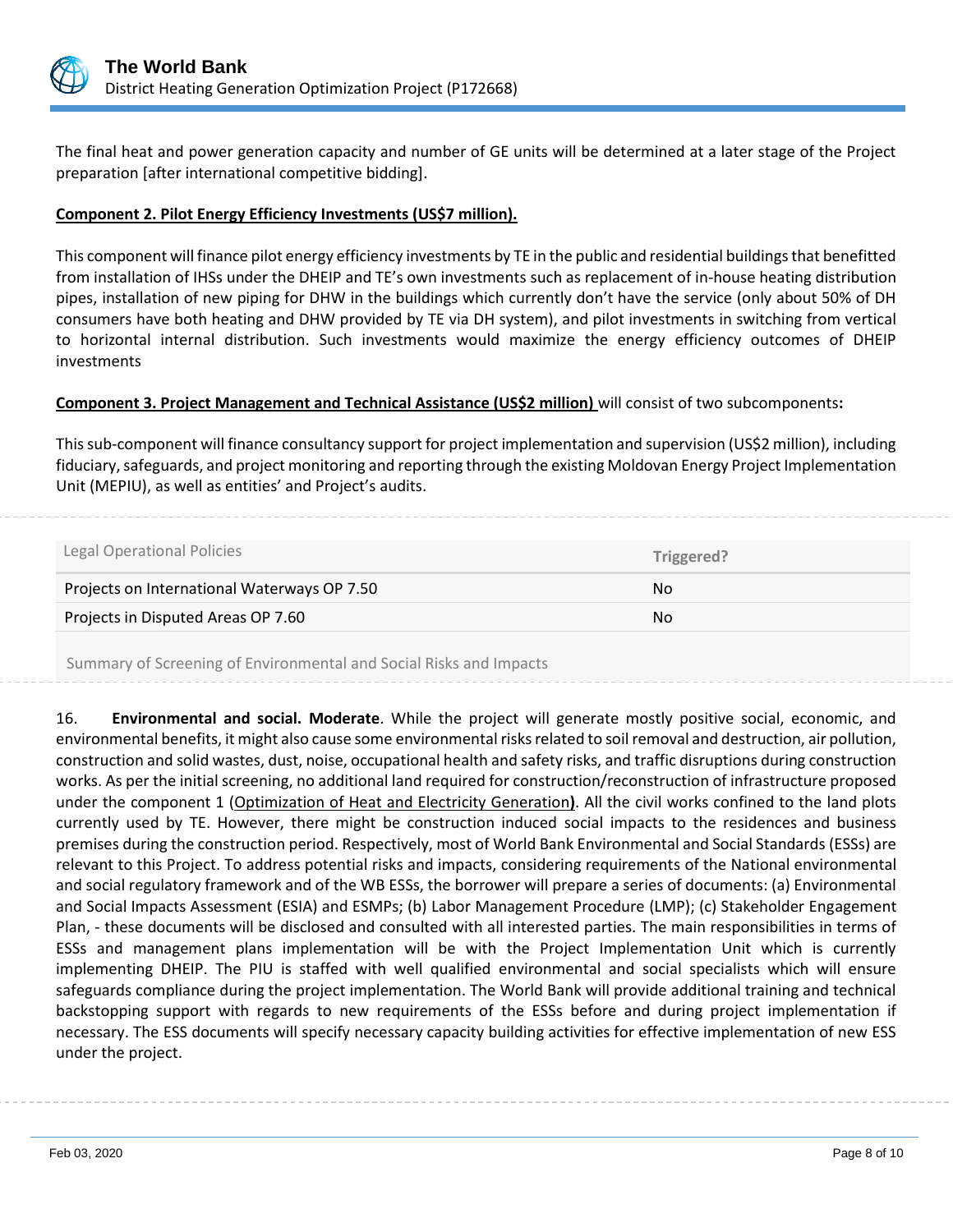The final heat and power generation capacity and number of GE units will be determined at a later stage of the Project preparation [after international competitive bidding].

**Component 2. Pilot Energy Efficiency Investments (US$7 million).**

This component will finance pilot energy efficiency investments by TE in the public and residential buildings that benefitted from installation of IHSs under the DHEIP and TE's own investments such as replacement of in-house heating distribution pipes, installation of new piping for DHW in the buildings which currently don't have the service (only about 50% of DH consumers have both heating and DHW provided by TE via DH system), and pilot investments in switching from vertical to horizontal internal distribution. Such investments would maximize the energy efficiency outcomes of DHEIP investments

**Component 3. Project Management and Technical Assistance (US$2 million)** will consist of two subcomponents**:**

This sub-component will finance consultancy support for project implementation and supervision (US$2 million), including fiduciary, safeguards, and project monitoring and reporting through the existing Moldovan Energy Project Implementation Unit (MEPIU), as well as entities' and Project's audits.

| Legal Operational Policies | Triggered? |
| --- | --- |
| Projects on International Waterways OP 7.50 | No |
| Projects in Disputed Areas OP 7.60 | No |

Summary of Screening of Environmental and Social Risks and Impacts

16. **Environmental and social. Moderate**. While the project will generate mostly positive social, economic, and environmental benefits, it might also cause some environmental risks related to soil removal and destruction, air pollution, construction and solid wastes, dust, noise, occupational health and safety risks, and traffic disruptions during construction works. As per the initial screening, no additional land required for construction/reconstruction of infrastructure proposed under the component 1 (Optimization of Heat and Electricity Generation**)**. All the civil works confined to the land plots currently used by TE. However, there might be construction induced social impacts to the residences and business premises during the construction period. Respectively, most of World Bank Environmental and Social Standards (ESSs) are relevant to this Project. To address potential risks and impacts, considering requirements of the National environmental and social regulatory framework and of the WB ESSs, the borrower will prepare a series of documents: (a) Environmental and Social Impacts Assessment (ESIA) and ESMPs; (b) Labor Management Procedure (LMP); (c) Stakeholder Engagement Plan, - these documents will be disclosed and consulted with all interested parties. The main responsibilities in terms of ESSs and management plans implementation will be with the Project Implementation Unit which is currently implementing DHEIP. The PIU is staffed with well qualified environmental and social specialists which will ensure safeguards compliance during the project implementation. The World Bank will provide additional training and technical backstopping support with regards to new requirements of the ESSs before and during project implementation if necessary. The ESS documents will specify necessary capacity building activities for effective implementation of new ESS under the project.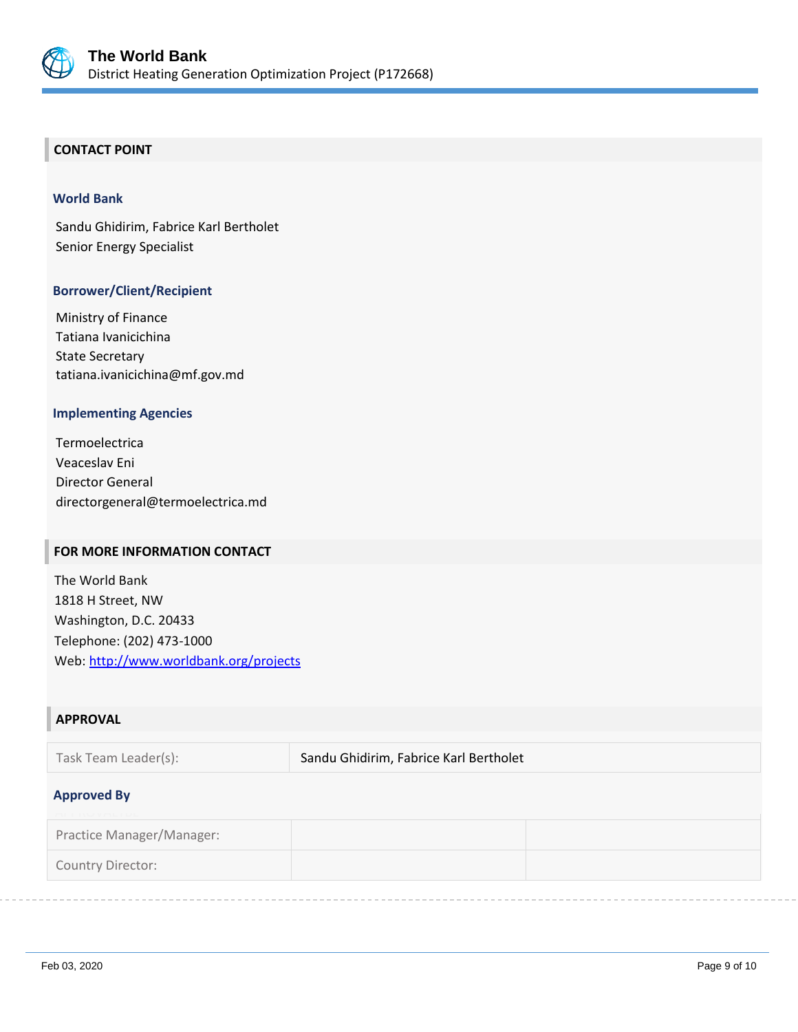## CONTACT POINT

### World Bank

Sandu Ghidirim, Fabrice Karl Bertholet
Senior Energy Specialist

### Borrower/Client/Recipient

Ministry of Finance
Tatiana Ivanicichina
State Secretary
tatiana.ivanicichina@mf.gov.md

### Implementing Agencies

Termoelectrica
Veaceslav Eni
Director General
directorgeneral@termoelectrica.md

## FOR MORE INFORMATION CONTACT

The World Bank
1818 H Street, NW
Washington, D.C. 20433
Telephone: (202) 473-1000
Web: http://www.worldbank.org/projects

## APPROVAL

| | |
|---|---|
| Task Team Leader(s): | Sandu Ghidirim, Fabrice Karl Bertholet |

### Approved By

| | | |
|---|---|---|
| Practice Manager/Manager: | | |
| Country Director: | | |